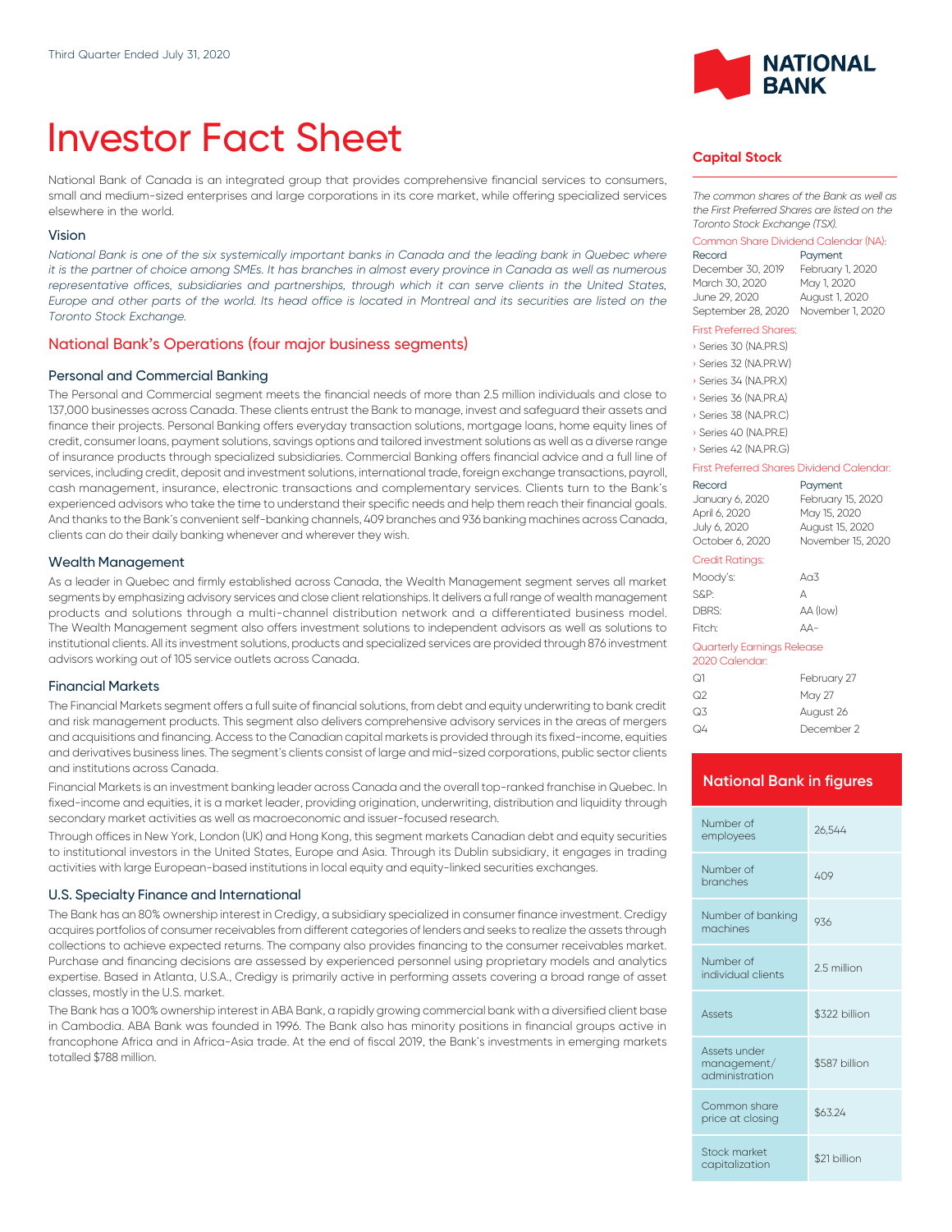Third Quarter Ended July 31, 2020

# Investor Fact Sheet

National Bank of Canada is an integrated group that provides comprehensive financial services to consumers, small and medium-sized enterprises and large corporations in its core market, while offering specialized services elsewhere in the world.

### Vision

*National Bank is one of the six systemically important banks in Canada and the leading bank in Quebec where it is the partner of choice among SMEs. It has branches in almost every province in Canada as well as numerous representative offices, subsidiaries and partnerships, through which it can serve clients in the United States, Europe and other parts of the world. Its head office is located in Montreal and its securities are listed on the Toronto Stock Exchange.*

## National Bank's Operations (four major business segments)

### Personal and Commercial Banking

The Personal and Commercial segment meets the financial needs of more than 2.5 million individuals and close to 137,000 businesses across Canada. These clients entrust the Bank to manage, invest and safeguard their assets and finance their projects. Personal Banking offers everyday transaction solutions, mortgage loans, home equity lines of credit, consumer loans, payment solutions, savings options and tailored investment solutions as well as a diverse range of insurance products through specialized subsidiaries. Commercial Banking offers financial advice and a full line of services, including credit, deposit and investment solutions, international trade, foreign exchange transactions, payroll, cash management, insurance, electronic transactions and complementary services. Clients turn to the Bank's experienced advisors who take the time to understand their specific needs and help them reach their financial goals. And thanks to the Bank's convenient self-banking channels, 409 branches and 936 banking machines across Canada, clients can do their daily banking whenever and wherever they wish.

### Wealth Management

As a leader in Quebec and firmly established across Canada, the Wealth Management segment serves all market segments by emphasizing advisory services and close client relationships. It delivers a full range of wealth management products and solutions through a multi-channel distribution network and a differentiated business model. The Wealth Management segment also offers investment solutions to independent advisors as well as solutions to institutional clients. All its investment solutions, products and specialized services are provided through 876 investment advisors working out of 105 service outlets across Canada.

### Financial Markets

The Financial Markets segment offers a full suite of financial solutions, from debt and equity underwriting to bank credit and risk management products. This segment also delivers comprehensive advisory services in the areas of mergers and acquisitions and financing. Access to the Canadian capital markets is provided through its fixed-income, equities and derivatives business lines. The segment's clients consist of large and mid-sized corporations, public sector clients and institutions across Canada.

Financial Markets is an investment banking leader across Canada and the overall top-ranked franchise in Quebec. In fixed-income and equities, it is a market leader, providing origination, underwriting, distribution and liquidity through secondary market activities as well as macroeconomic and issuer-focused research.

Through offices in New York, London (UK) and Hong Kong, this segment markets Canadian debt and equity securities to institutional investors in the United States, Europe and Asia. Through its Dublin subsidiary, it engages in trading activities with large European-based institutions in local equity and equity-linked securities exchanges.

### U.S. Specialty Finance and International

The Bank has an 80% ownership interest in Credigy, a subsidiary specialized in consumer finance investment. Credigy acquires portfolios of consumer receivables from different categories of lenders and seeks to realize the assets through collections to achieve expected returns. The company also provides financing to the consumer receivables market. Purchase and financing decisions are assessed by experienced personnel using proprietary models and analytics expertise. Based in Atlanta, U.S.A., Credigy is primarily active in performing assets covering a broad range of asset classes, mostly in the U.S. market.

The Bank has a 100% ownership interest in ABA Bank, a rapidly growing commercial bank with a diversified client base in Cambodia. ABA Bank was founded in 1996. The Bank also has minority positions in financial groups active in francophone Africa and in Africa-Asia trade. At the end of fiscal 2019, the Bank's investments in emerging markets totalled $788 million.

## Capital Stock

*The common shares of the Bank as well as the First Preferred Shares are listed on the Toronto Stock Exchange (TSX).*

**Common Share Dividend Calendar (NA):**

| Record | Payment |
|---|---|
| December 30, 2019 | February 1, 2020 |
| March 30, 2020 | May 1, 2020 |
| June 29, 2020 | August 1, 2020 |
| September 28, 2020 | November 1, 2020 |

**First Preferred Shares:**

- Series 30 (NA.PR.S)
- Series 32 (NA.PR.W)
- Series 34 (NA.PR.X)
- Series 36 (NA.PR.A)
- Series 38 (NA.PR.C)
- Series 40 (NA.PR.E)
- Series 42 (NA.PR.G)

**First Preferred Shares Dividend Calendar:**

| Record | Payment |
|---|---|
| January 6, 2020 | February 15, 2020 |
| April 6, 2020 | May 15, 2020 |
| July 6, 2020 | August 15, 2020 |
| October 6, 2020 | November 15, 2020 |

**Credit Ratings:**

| Agency | Rating |
|---|---|
| Moody's: | Aa3 |
| S&P: | A |
| DBRS: | AA (low) |
| Fitch: | AA- |

**Quarterly Earnings Release 2020 Calendar:**

| Quarter | Date |
|---|---|
| Q1 | February 27 |
| Q2 | May 27 |
| Q3 | August 26 |
| Q4 | December 2 |

## National Bank in figures

| | |
|---|---|
| Number of employees | 26,544 |
| Number of branches | 409 |
| Number of banking machines | 936 |
| Number of individual clients | 2.5 million |
| Assets | $322 billion |
| Assets under management/administration | $587 billion |
| Common share price at closing | $63.24 |
| Stock market capitalization | $21 billion |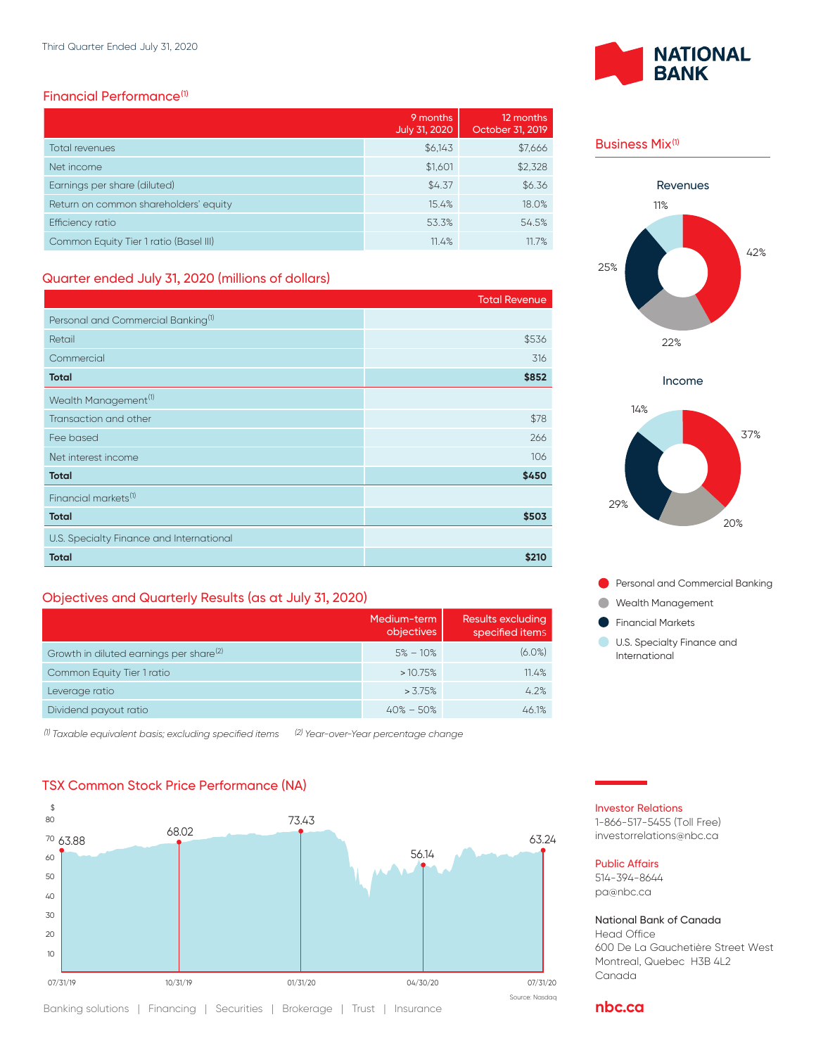Third Quarter Ended July 31, 2020

NATIONAL BANK

## Financial Performance[1]

| | 9 months July 31, 2020 | 12 months October 31, 2019 |
|---|---|---|
| Total revenues | $6,143 | $7,666 |
| Net income | $1,601 | $2,328 |
| Earnings per share (diluted) | $4.37 | $6.36 |
| Return on common shareholders' equity | 15.4% | 18.0% |
| Efficiency ratio | 53.3% | 54.5% |
| Common Equity Tier 1 ratio (Basel III) | 11.4% | 11.7% |

## Quarter ended July 31, 2020 (millions of dollars)

| | Total Revenue |
|---|---|
| Personal and Commercial Banking[1] | |
| Retail | $536 |
| Commercial | 316 |
| **Total** | **$852** |
| Wealth Management[1] | |
| Transaction and other | $78 |
| Fee based | 266 |
| Net interest income | 106 |
| **Total** | **$450** |
| Financial markets[1] | |
| **Total** | **$503** |
| U.S. Specialty Finance and International | |
| **Total** | **$210** |

## Objectives and Quarterly Results (as at July 31, 2020)

| | Medium-term objectives | Results excluding specified items |
|---|---|---|
| Growth in diluted earnings per share[2] | 5% – 10% | (6.0%) |
| Common Equity Tier 1 ratio | > 10.75% | 11.4% |
| Leverage ratio | > 3.75% | 4.2% |
| Dividend payout ratio | 40% – 50% | 46.1% |

*[1] Taxable equivalent basis; excluding specified items* *[2] Year-over-Year percentage change*

## Business Mix[1]

Revenues

42%
22%
25%
11%

Income

37%
20%
29%
14%

- Personal and Commercial Banking
- Wealth Management
- Financial Markets
- U.S. Specialty Finance and International

## TSX Common Stock Price Performance (NA)

$
80
70
60
50
40
30
20
10

63.88
68.02
73.43
56.14
63.24

07/31/19
10/31/19
01/31/20
04/30/20
07/31/20

Source: Nasdaq

Banking solutions | Financing | Securities | Brokerage | Trust | Insurance

**Investor Relations**
1-866-517-5455 (Toll Free)
investorrelations@nbc.ca

**Public Affairs**
514-394-8644
pa@nbc.ca

**National Bank of Canada**
Head Office
600 De La Gauchetière Street West
Montreal, Quebec H3B 4L2
Canada

nbc.ca